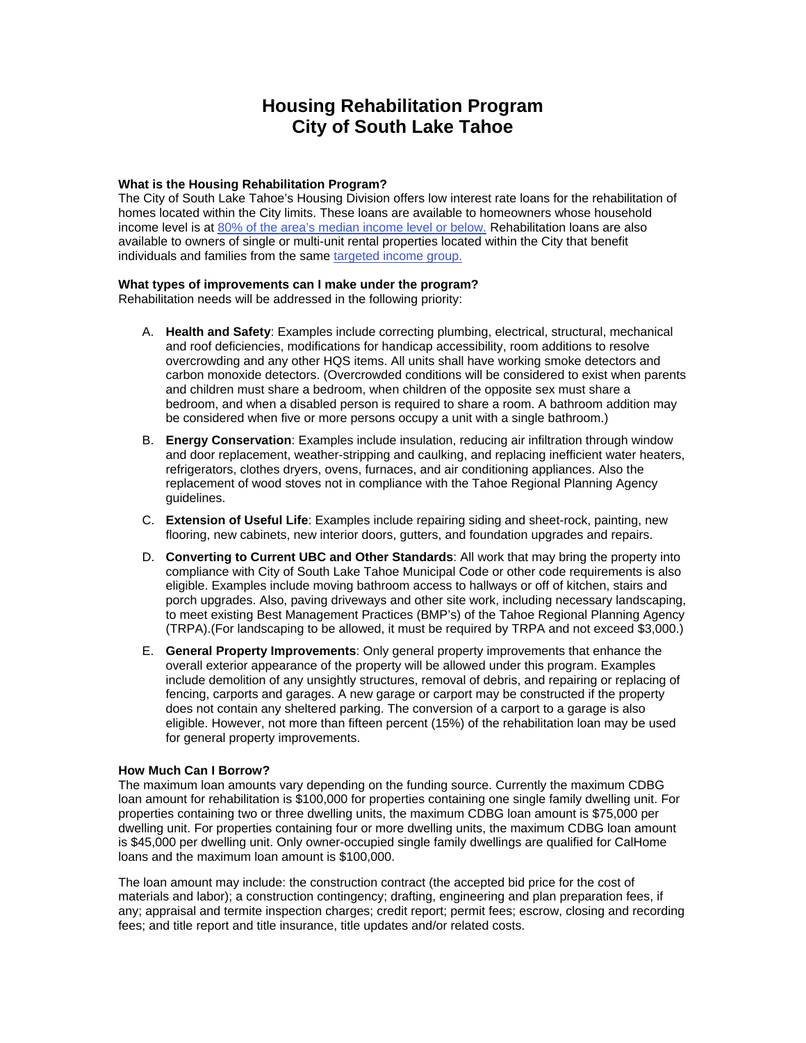# Housing Rehabilitation Program
# City of South Lake Tahoe

### What is the Housing Rehabilitation Program?

The City of South Lake Tahoe's Housing Division offers low interest rate loans for the rehabilitation of homes located within the City limits. These loans are available to homeowners whose household income level is at [80% of the area's median income level or below.] Rehabilitation loans are also available to owners of single or multi-unit rental properties located within the City that benefit individuals and families from the same [targeted income group.]

### What types of improvements can I make under the program?

Rehabilitation needs will be addressed in the following priority:

A. **Health and Safety**: Examples include correcting plumbing, electrical, structural, mechanical and roof deficiencies, modifications for handicap accessibility, room additions to resolve overcrowding and any other HQS items. All units shall have working smoke detectors and carbon monoxide detectors. (Overcrowded conditions will be considered to exist when parents and children must share a bedroom, when children of the opposite sex must share a bedroom, and when a disabled person is required to share a room. A bathroom addition may be considered when five or more persons occupy a unit with a single bathroom.)

B. **Energy Conservation**: Examples include insulation, reducing air infiltration through window and door replacement, weather-stripping and caulking, and replacing inefficient water heaters, refrigerators, clothes dryers, ovens, furnaces, and air conditioning appliances. Also the replacement of wood stoves not in compliance with the Tahoe Regional Planning Agency guidelines.

C. **Extension of Useful Life**: Examples include repairing siding and sheet-rock, painting, new flooring, new cabinets, new interior doors, gutters, and foundation upgrades and repairs.

D. **Converting to Current UBC and Other Standards**: All work that may bring the property into compliance with City of South Lake Tahoe Municipal Code or other code requirements is also eligible. Examples include moving bathroom access to hallways or off of kitchen, stairs and porch upgrades. Also, paving driveways and other site work, including necessary landscaping, to meet existing Best Management Practices (BMP's) of the Tahoe Regional Planning Agency (TRPA).(For landscaping to be allowed, it must be required by TRPA and not exceed $3,000.)

E. **General Property Improvements**: Only general property improvements that enhance the overall exterior appearance of the property will be allowed under this program. Examples include demolition of any unsightly structures, removal of debris, and repairing or replacing of fencing, carports and garages. A new garage or carport may be constructed if the property does not contain any sheltered parking. The conversion of a carport to a garage is also eligible. However, not more than fifteen percent (15%) of the rehabilitation loan may be used for general property improvements.

### How Much Can I Borrow?

The maximum loan amounts vary depending on the funding source. Currently the maximum CDBG loan amount for rehabilitation is $100,000 for properties containing one single family dwelling unit. For properties containing two or three dwelling units, the maximum CDBG loan amount is $75,000 per dwelling unit. For properties containing four or more dwelling units, the maximum CDBG loan amount is $45,000 per dwelling unit. Only owner-occupied single family dwellings are qualified for CalHome loans and the maximum loan amount is $100,000.

The loan amount may include: the construction contract (the accepted bid price for the cost of materials and labor); a construction contingency; drafting, engineering and plan preparation fees, if any; appraisal and termite inspection charges; credit report; permit fees; escrow, closing and recording fees; and title report and title insurance, title updates and/or related costs.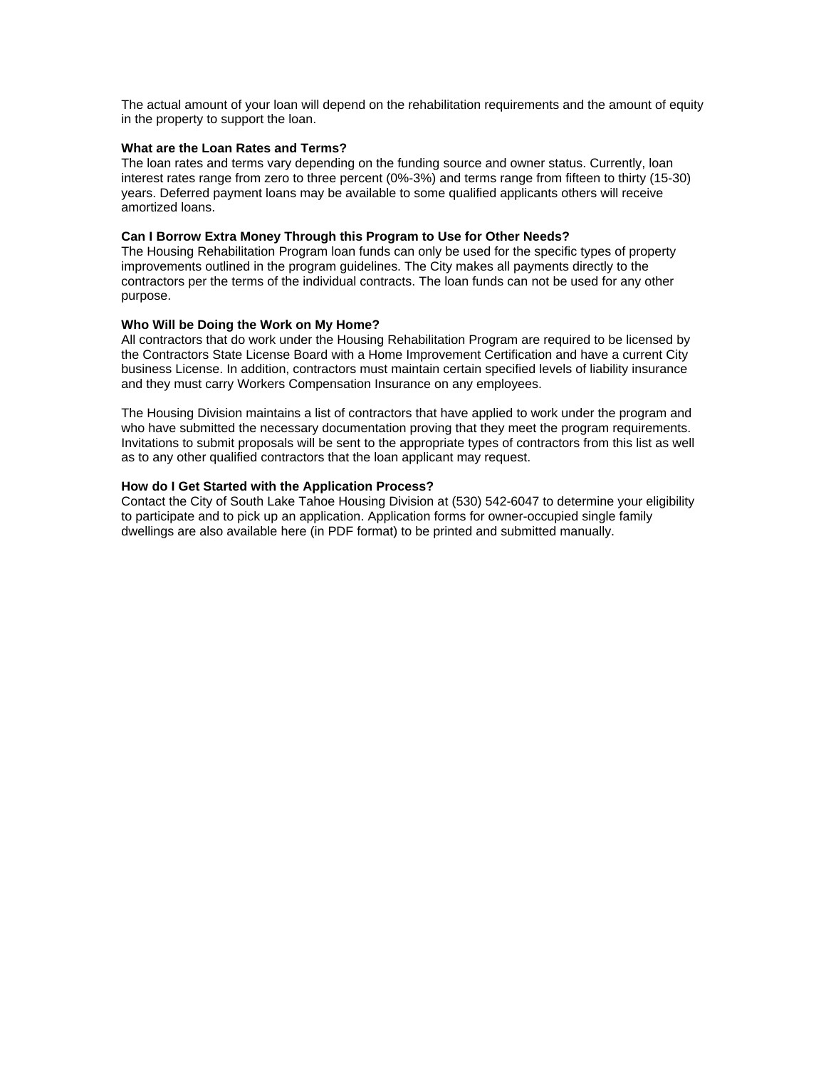The actual amount of your loan will depend on the rehabilitation requirements and the amount of equity in the property to support the loan.

**What are the Loan Rates and Terms?**

The loan rates and terms vary depending on the funding source and owner status. Currently, loan interest rates range from zero to three percent (0%-3%) and terms range from fifteen to thirty (15-30) years. Deferred payment loans may be available to some qualified applicants others will receive amortized loans.

**Can I Borrow Extra Money Through this Program to Use for Other Needs?**

The Housing Rehabilitation Program loan funds can only be used for the specific types of property improvements outlined in the program guidelines. The City makes all payments directly to the contractors per the terms of the individual contracts. The loan funds can not be used for any other purpose.

**Who Will be Doing the Work on My Home?**

All contractors that do work under the Housing Rehabilitation Program are required to be licensed by the Contractors State License Board with a Home Improvement Certification and have a current City business License. In addition, contractors must maintain certain specified levels of liability insurance and they must carry Workers Compensation Insurance on any employees.

The Housing Division maintains a list of contractors that have applied to work under the program and who have submitted the necessary documentation proving that they meet the program requirements. Invitations to submit proposals will be sent to the appropriate types of contractors from this list as well as to any other qualified contractors that the loan applicant may request.

**How do I Get Started with the Application Process?**

Contact the City of South Lake Tahoe Housing Division at (530) 542-6047 to determine your eligibility to participate and to pick up an application. Application forms for owner-occupied single family dwellings are also available here (in PDF format) to be printed and submitted manually.